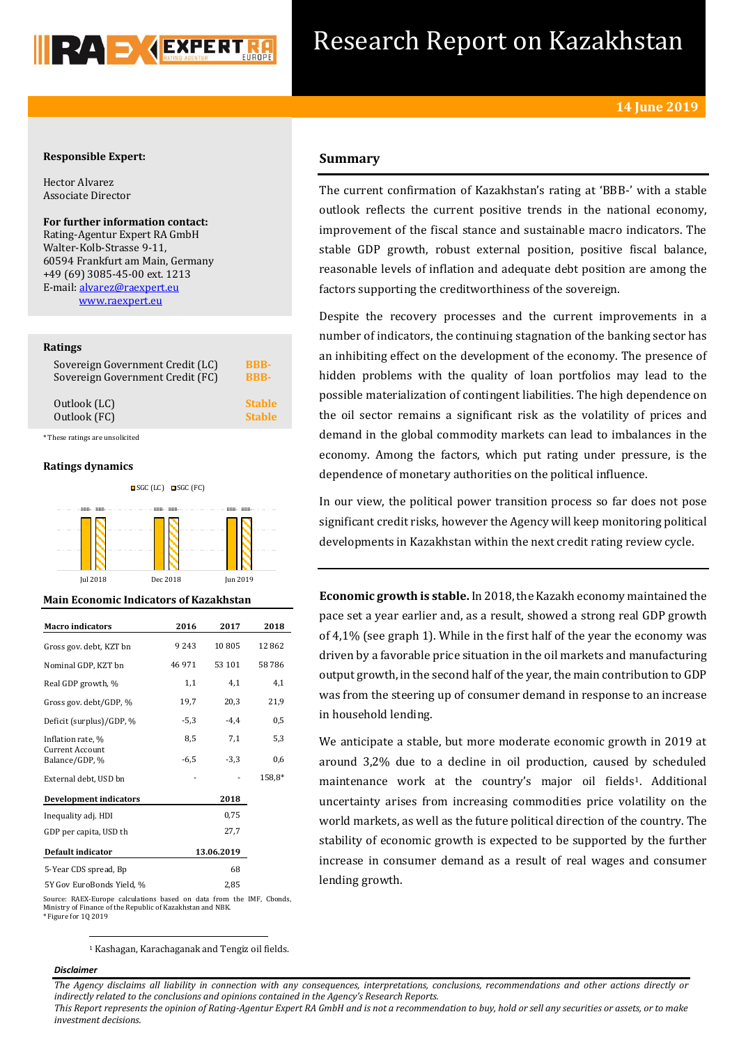# Research Report on Kazakhstan

**14 June 2019**

**Responsible Expert:**

Hector Alvarez
Associate Director

**For further information contact:**
Rating-Agentur Expert RA GmbH
Walter-Kolb-Strasse 9-11,
60594 Frankfurt am Main, Germany
+49 (69) 3085-45-00 ext. 1213
E-mail: alvarez@raexpert.eu
www.raexpert.eu

**Ratings**

| | |
|---|---|
| Sovereign Government Credit (LC) | BBB- |
| Sovereign Government Credit (FC) | BBB- |
| Outlook (LC) | Stable |
| Outlook (FC) | Stable |

*These ratings are unsolicited

**Ratings dynamics**

| | Jul 2018 | Dec 2018 | Jun 2019 |
|---|---|---|---|
| SGC (LC) | BBB- | BBB- | BBB- |
| SGC (FC) | BBB- | BBB- | BBB- |

**Main Economic Indicators of Kazakhstan**

| Macro indicators | 2016 | 2017 | 2018 |
|---|---|---|---|
| Gross gov. debt, KZT bn | 9 243 | 10 805 | 12 862 |
| Nominal GDP, KZT bn | 46 971 | 53 101 | 58 786 |
| Real GDP growth, % | 1,1 | 4,1 | 4,1 |
| Gross gov. debt/GDP, % | 19,7 | 20,3 | 21,9 |
| Deficit (surplus)/GDP, % | -5,3 | -4,4 | 0,5 |
| Inflation rate, % | 8,5 | 7,1 | 5,3 |
| Current Account Balance/GDP, % | -6,5 | -3,3 | 0,6 |
| External debt, USD bn | - | - | 158,8* |

| Development indicators | 2018 |
|---|---|
| Inequality adj. HDI | 0,75 |
| GDP per capita, USD th | 27,7 |

| Default indicator | 13.06.2019 |
|---|---|
| 5-Year CDS spread, Bp | 68 |
| 5Y Gov EuroBonds Yield, % | 2,85 |

Source: RAEX-Europe calculations based on data from the IMF, Cbonds, Ministry of Finance of the Republic of Kazakhstan and NBK.
*Figure for 1Q 2019

## Summary

The current confirmation of Kazakhstan's rating at 'BBB-' with a stable outlook reflects the current positive trends in the national economy, improvement of the fiscal stance and sustainable macro indicators. The stable GDP growth, robust external position, positive fiscal balance, reasonable levels of inflation and adequate debt position are among the factors supporting the creditworthiness of the sovereign.

Despite the recovery processes and the current improvements in a number of indicators, the continuing stagnation of the banking sector has an inhibiting effect on the development of the economy. The presence of hidden problems with the quality of loan portfolios may lead to the possible materialization of contingent liabilities. The high dependence on the oil sector remains a significant risk as the volatility of prices and demand in the global commodity markets can lead to imbalances in the economy. Among the factors, which put rating under pressure, is the dependence of monetary authorities on the political influence.

In our view, the political power transition process so far does not pose significant credit risks, however the Agency will keep monitoring political developments in Kazakhstan within the next credit rating review cycle.

**Economic growth is stable.** In 2018, the Kazakh economy maintained the pace set a year earlier and, as a result, showed a strong real GDP growth of 4,1% (see graph 1). While in the first half of the year the economy was driven by a favorable price situation in the oil markets and manufacturing output growth, in the second half of the year, the main contribution to GDP was from the steering up of consumer demand in response to an increase in household lending.

We anticipate a stable, but more moderate economic growth in 2019 at around 3,2% due to a decline in oil production, caused by scheduled maintenance work at the country's major oil fields[1]. Additional uncertainty arises from increasing commodities price volatility on the world markets, as well as the future political direction of the country. The stability of economic growth is expected to be supported by the further increase in consumer demand as a result of real wages and consumer lending growth.

[1] Kashagan, Karachaganak and Tengiz oil fields.

***Disclaimer***

*The Agency disclaims all liability in connection with any consequences, interpretations, conclusions, recommendations and other actions directly or indirectly related to the conclusions and opinions contained in the Agency's Research Reports.*
*This Report represents the opinion of Rating-Agentur Expert RA GmbH and is not a recommendation to buy, hold or sell any securities or assets, or to make investment decisions.*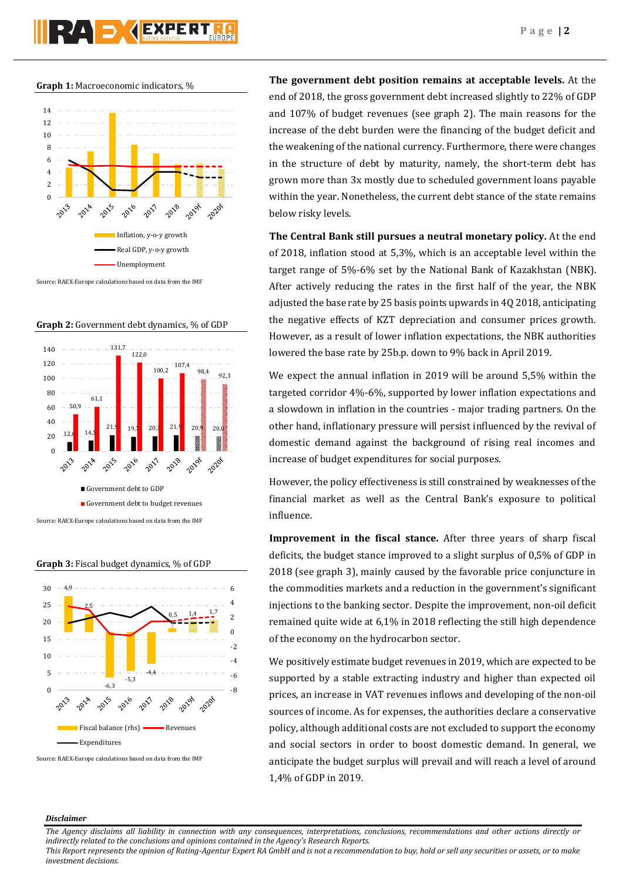**Graph 1:** Macroeconomic indicators, %

Source: RAEX-Europe calculations based on data from the IMF

**Graph 2:** Government debt dynamics, % of GDP

Source: RAEX-Europe calculations based on data from the IMF

**Graph 3:** Fiscal budget dynamics, % of GDP

Source: RAEX-Europe calculations based on data from the IMF

**The government debt position remains at acceptable levels.** At the end of 2018, the gross government debt increased slightly to 22% of GDP and 107% of budget revenues (see graph 2). The main reasons for the increase of the debt burden were the financing of the budget deficit and the weakening of the national currency. Furthermore, there were changes in the structure of debt by maturity, namely, the short-term debt has grown more than 3x mostly due to scheduled government loans payable within the year. Nonetheless, the current debt stance of the state remains below risky levels.

**The Central Bank still pursues a neutral monetary policy.** At the end of 2018, inflation stood at 5,3%, which is an acceptable level within the target range of 5%-6% set by the National Bank of Kazakhstan (NBK). After actively reducing the rates in the first half of the year, the NBK adjusted the base rate by 25 basis points upwards in 4Q 2018, anticipating the negative effects of KZT depreciation and consumer prices growth. However, as a result of lower inflation expectations, the NBK authorities lowered the base rate by 25b.p. down to 9% back in April 2019.

We expect the annual inflation in 2019 will be around 5,5% within the targeted corridor 4%-6%, supported by lower inflation expectations and a slowdown in inflation in the countries - major trading partners. On the other hand, inflationary pressure will persist influenced by the revival of domestic demand against the background of rising real incomes and increase of budget expenditures for social purposes.

However, the policy effectiveness is still constrained by weaknesses of the financial market as well as the Central Bank's exposure to political influence.

**Improvement in the fiscal stance.** After three years of sharp fiscal deficits, the budget stance improved to a slight surplus of 0,5% of GDP in 2018 (see graph 3), mainly caused by the favorable price conjuncture in the commodities markets and a reduction in the government's significant injections to the banking sector. Despite the improvement, non-oil deficit remained quite wide at 6,1% in 2018 reflecting the still high dependence of the economy on the hydrocarbon sector.

We positively estimate budget revenues in 2019, which are expected to be supported by a stable extracting industry and higher than expected oil prices, an increase in VAT revenues inflows and developing of the non-oil sources of income. As for expenses, the authorities declare a conservative policy, although additional costs are not excluded to support the economy and social sectors in order to boost domestic demand. In general, we anticipate the budget surplus will prevail and will reach a level of around 1,4% of GDP in 2019.

***Disclaimer***

*The Agency disclaims all liability in connection with any consequences, interpretations, conclusions, recommendations and other actions directly or indirectly related to the conclusions and opinions contained in the Agency's Research Reports.*
*This Report represents the opinion of Rating-Agentur Expert RA GmbH and is not a recommendation to buy, hold or sell any securities or assets, or to make investment decisions.*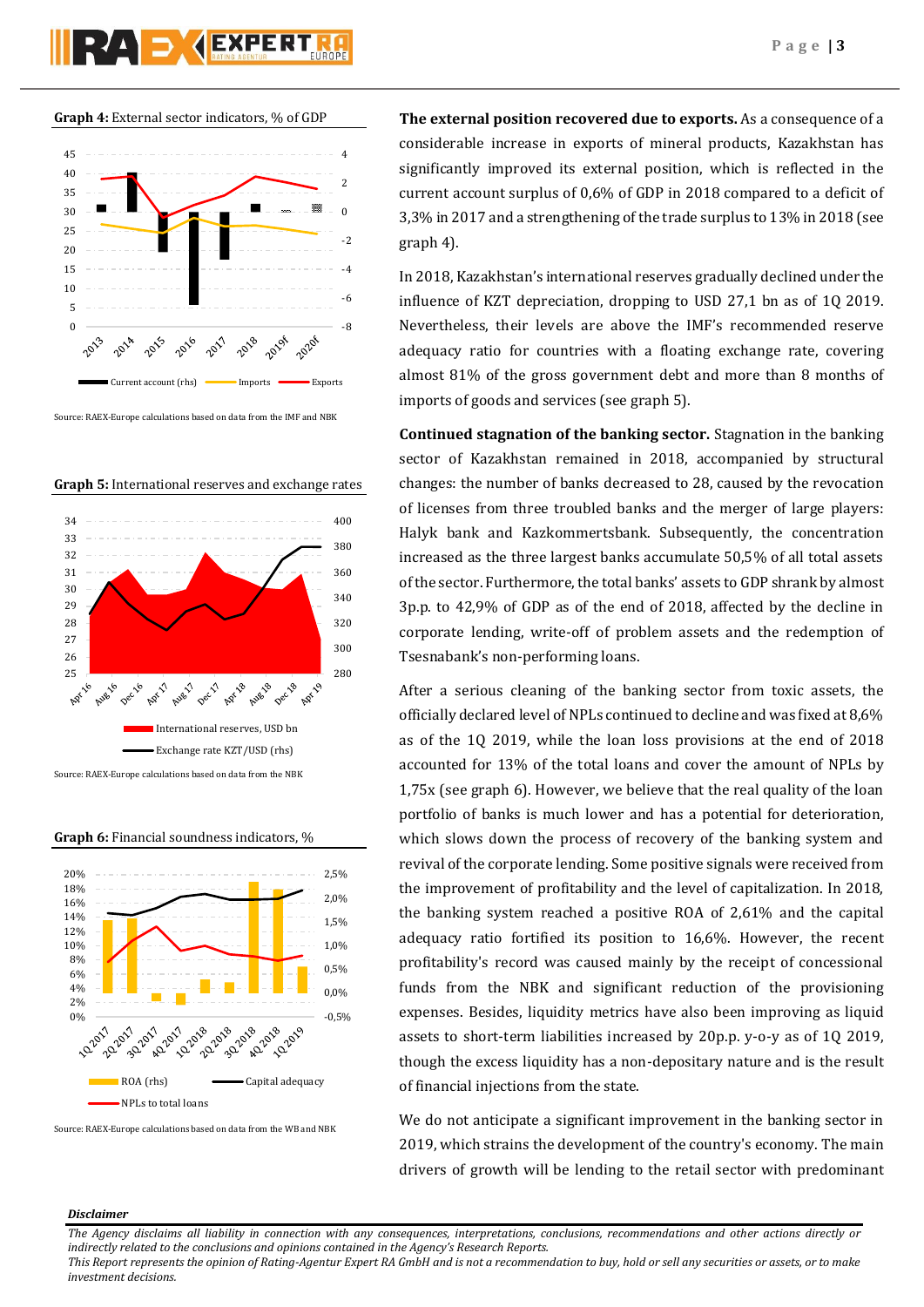**Graph 4:** External sector indicators, % of GDP

Source: RAEX-Europe calculations based on data from the IMF and NBK

**Graph 5:** International reserves and exchange rates

Source: RAEX-Europe calculations based on data from the NBK

**Graph 6:** Financial soundness indicators, %

Source: RAEX-Europe calculations based on data from the WB and NBK

**The external position recovered due to exports.** As a consequence of a considerable increase in exports of mineral products, Kazakhstan has significantly improved its external position, which is reflected in the current account surplus of 0,6% of GDP in 2018 compared to a deficit of 3,3% in 2017 and a strengthening of the trade surplus to 13% in 2018 (see graph 4).

In 2018, Kazakhstan's international reserves gradually declined under the influence of KZT depreciation, dropping to USD 27,1 bn as of 1Q 2019. Nevertheless, their levels are above the IMF's recommended reserve adequacy ratio for countries with a floating exchange rate, covering almost 81% of the gross government debt and more than 8 months of imports of goods and services (see graph 5).

**Continued stagnation of the banking sector.** Stagnation in the banking sector of Kazakhstan remained in 2018, accompanied by structural changes: the number of banks decreased to 28, caused by the revocation of licenses from three troubled banks and the merger of large players: Halyk bank and Kazkommertsbank. Subsequently, the concentration increased as the three largest banks accumulate 50,5% of all total assets of the sector. Furthermore, the total banks' assets to GDP shrank by almost 3p.p. to 42,9% of GDP as of the end of 2018, affected by the decline in corporate lending, write-off of problem assets and the redemption of Tsesnabank's non-performing loans.

After a serious cleaning of the banking sector from toxic assets, the officially declared level of NPLs continued to decline and was fixed at 8,6% as of the 1Q 2019, while the loan loss provisions at the end of 2018 accounted for 13% of the total loans and cover the amount of NPLs by 1,75x (see graph 6). However, we believe that the real quality of the loan portfolio of banks is much lower and has a potential for deterioration, which slows down the process of recovery of the banking system and revival of the corporate lending. Some positive signals were received from the improvement of profitability and the level of capitalization. In 2018, the banking system reached a positive ROA of 2,61% and the capital adequacy ratio fortified its position to 16,6%. However, the recent profitability's record was caused mainly by the receipt of concessional funds from the NBK and significant reduction of the provisioning expenses. Besides, liquidity metrics have also been improving as liquid assets to short-term liabilities increased by 20p.p. y-o-y as of 1Q 2019, though the excess liquidity has a non-depositary nature and is the result of financial injections from the state.

We do not anticipate a significant improvement in the banking sector in 2019, which strains the development of the country's economy. The main drivers of growth will be lending to the retail sector with predominant

***Disclaimer***

*The Agency disclaims all liability in connection with any consequences, interpretations, conclusions, recommendations and other actions directly or indirectly related to the conclusions and opinions contained in the Agency's Research Reports.*
*This Report represents the opinion of Rating-Agentur Expert RA GmbH and is not a recommendation to buy, hold or sell any securities or assets, or to make investment decisions.*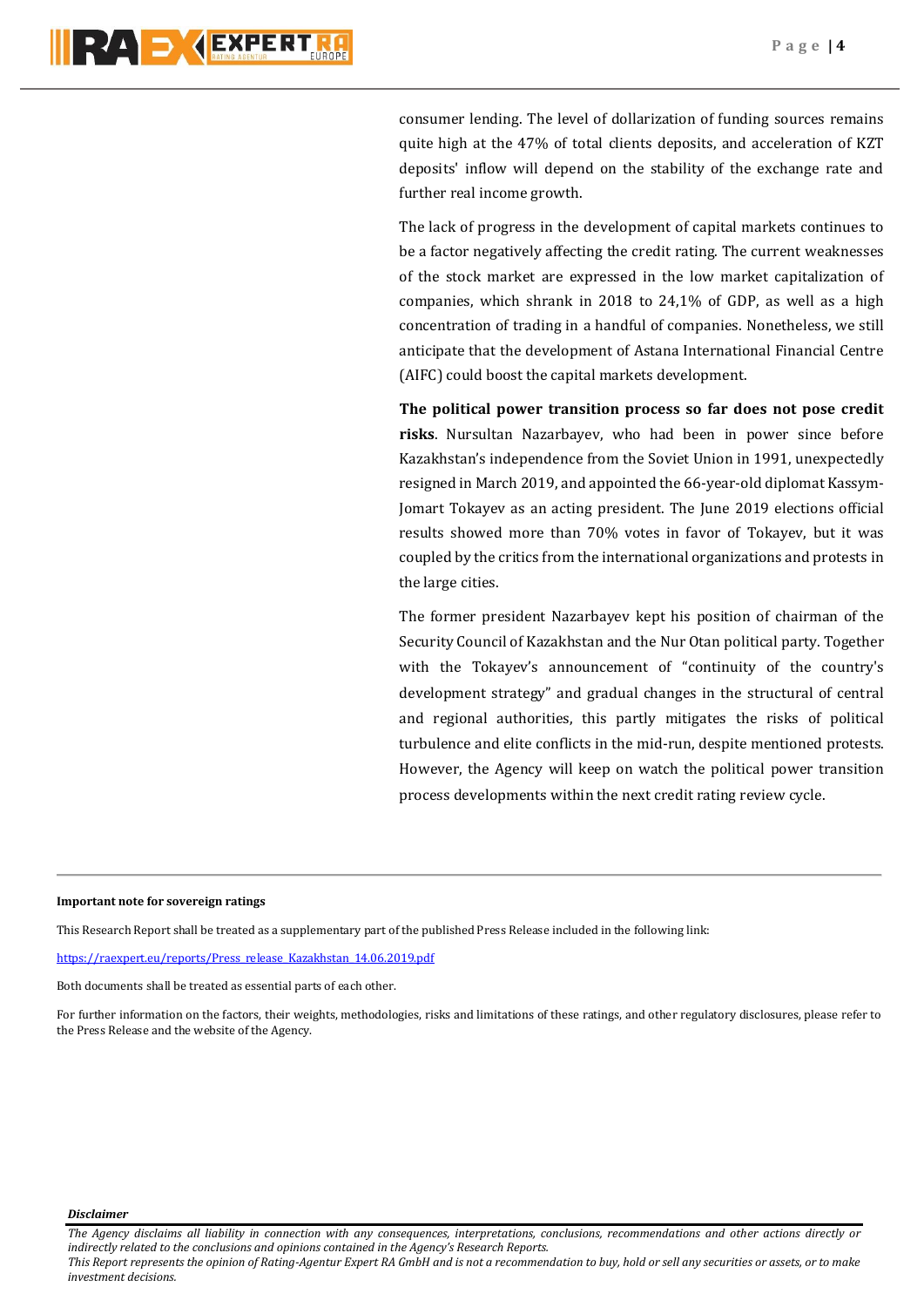consumer lending. The level of dollarization of funding sources remains quite high at the 47% of total clients deposits, and acceleration of KZT deposits' inflow will depend on the stability of the exchange rate and further real income growth.

The lack of progress in the development of capital markets continues to be a factor negatively affecting the credit rating. The current weaknesses of the stock market are expressed in the low market capitalization of companies, which shrank in 2018 to 24,1% of GDP, as well as a high concentration of trading in a handful of companies. Nonetheless, we still anticipate that the development of Astana International Financial Centre (AIFC) could boost the capital markets development.

**The political power transition process so far does not pose credit risks**. Nursultan Nazarbayev, who had been in power since before Kazakhstan's independence from the Soviet Union in 1991, unexpectedly resigned in March 2019, and appointed the 66-year-old diplomat Kassym-Jomart Tokayev as an acting president. The June 2019 elections official results showed more than 70% votes in favor of Tokayev, but it was coupled by the critics from the international organizations and protests in the large cities.

The former president Nazarbayev kept his position of chairman of the Security Council of Kazakhstan and the Nur Otan political party. Together with the Tokayev's announcement of "continuity of the country's development strategy" and gradual changes in the structural of central and regional authorities, this partly mitigates the risks of political turbulence and elite conflicts in the mid-run, despite mentioned protests. However, the Agency will keep on watch the political power transition process developments within the next credit rating review cycle.

---

**Important note for sovereign ratings**

This Research Report shall be treated as a supplementary part of the published Press Release included in the following link:

https://raexpert.eu/reports/Press_release_Kazakhstan_14.06.2019.pdf

Both documents shall be treated as essential parts of each other.

For further information on the factors, their weights, methodologies, risks and limitations of these ratings, and other regulatory disclosures, please refer to the Press Release and the website of the Agency.

***Disclaimer***

*The Agency disclaims all liability in connection with any consequences, interpretations, conclusions, recommendations and other actions directly or indirectly related to the conclusions and opinions contained in the Agency's Research Reports.*
*This Report represents the opinion of Rating-Agentur Expert RA GmbH and is not a recommendation to buy, hold or sell any securities or assets, or to make investment decisions.*